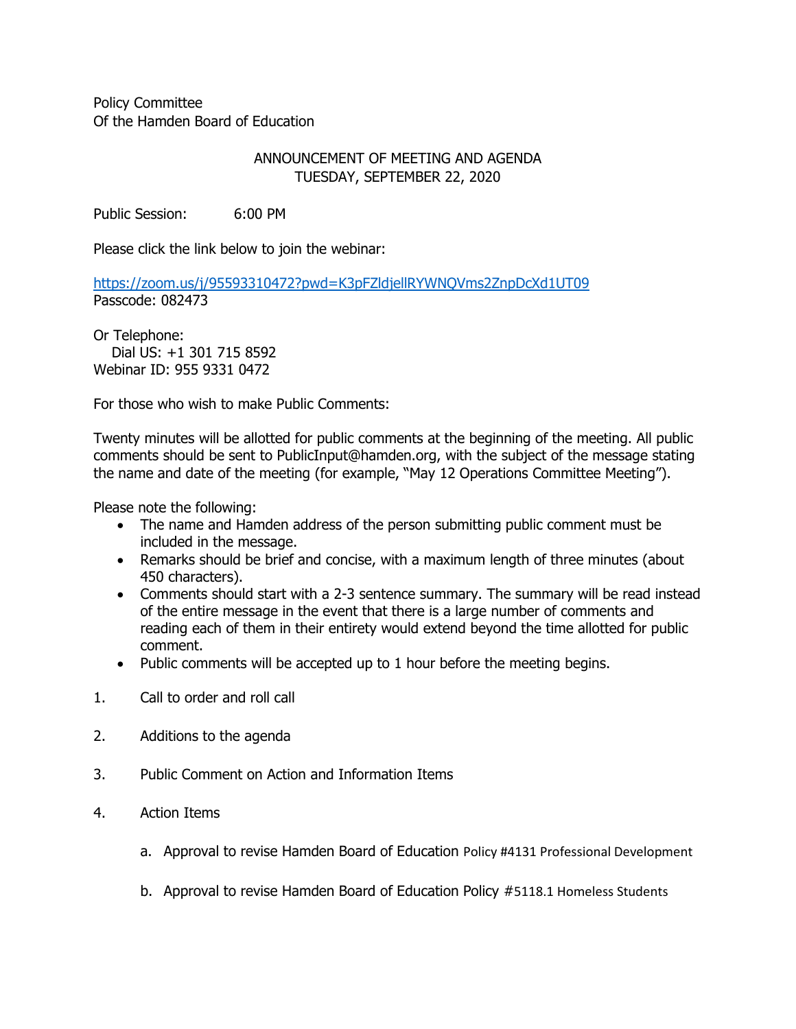Policy Committee
Of the Hamden Board of Education

ANNOUNCEMENT OF MEETING AND AGENDA
TUESDAY, SEPTEMBER 22, 2020

Public Session: 6:00 PM

Please click the link below to join the webinar:

https://zoom.us/j/95593310472?pwd=K3pFZldjellRYWNQVms2ZnpDcXd1UT09
Passcode: 082473

Or Telephone:
Dial US: +1 301 715 8592
Webinar ID: 955 9331 0472

For those who wish to make Public Comments:

Twenty minutes will be allotted for public comments at the beginning of the meeting. All public comments should be sent to PublicInput@hamden.org, with the subject of the message stating the name and date of the meeting (for example, "May 12 Operations Committee Meeting").

Please note the following:

- The name and Hamden address of the person submitting public comment must be included in the message.
- Remarks should be brief and concise, with a maximum length of three minutes (about 450 characters).
- Comments should start with a 2-3 sentence summary. The summary will be read instead of the entire message in the event that there is a large number of comments and reading each of them in their entirety would extend beyond the time allotted for public comment.
- Public comments will be accepted up to 1 hour before the meeting begins.

1. Call to order and roll call

2. Additions to the agenda

3. Public Comment on Action and Information Items

4. Action Items

   a. Approval to revise Hamden Board of Education Policy #4131 Professional Development

   b. Approval to revise Hamden Board of Education Policy #5118.1 Homeless Students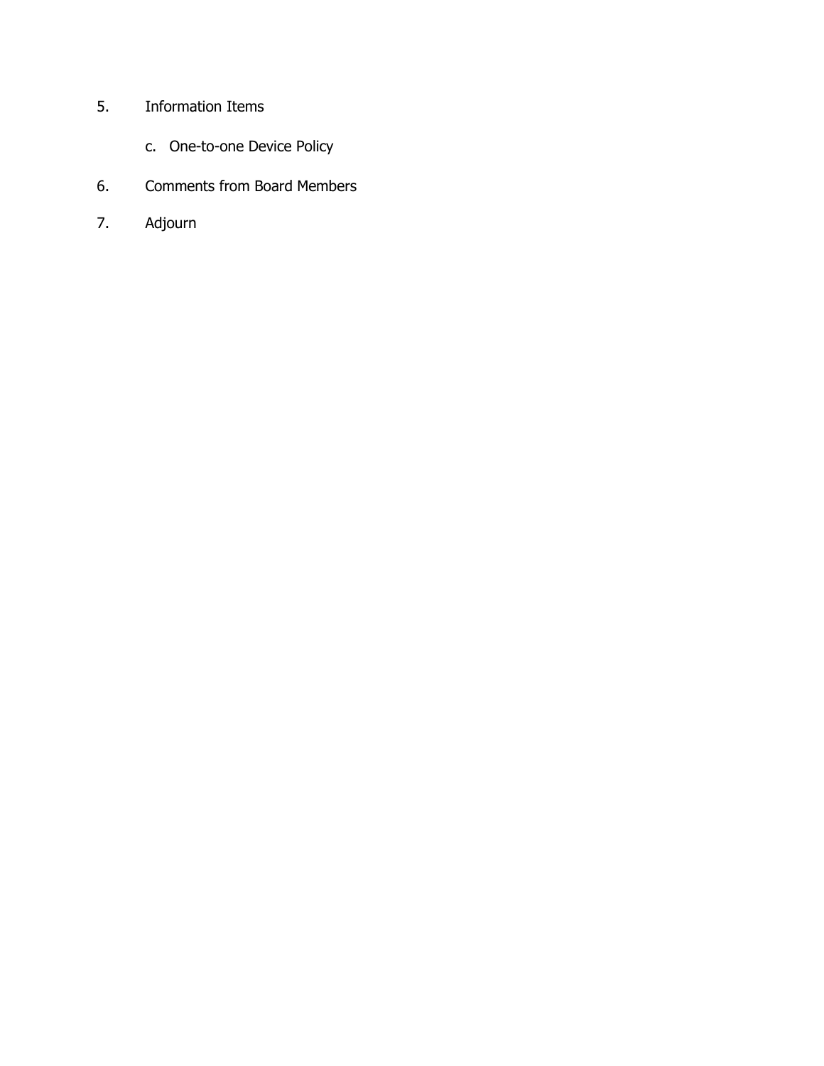5. Information Items

    c. One-to-one Device Policy

6. Comments from Board Members

7. Adjourn